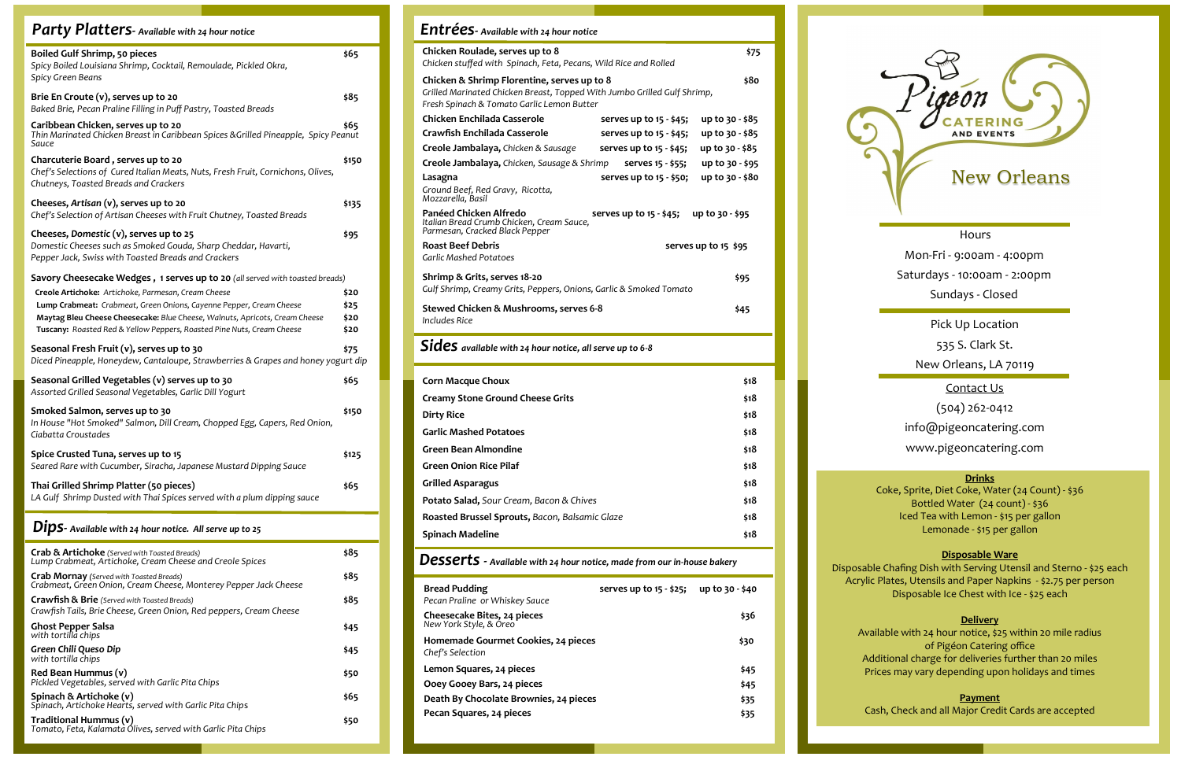## Party Platters- *Available with 24 hour notice*

**Boiled Gulf Shrimp, 50 pieces** — $65
*Spicy Boiled Louisiana Shrimp, Cocktail, Remoulade, Pickled Okra, Spicy Green Beans*

**Brie En Croute (v), serves up to 20** — $85
*Baked Brie, Pecan Praline Filling in Puff Pastry, Toasted Breads*

**Caribbean Chicken, serves up to 20** — $65
*Thin Marinated Chicken Breast in Caribbean Spices &Grilled Pineapple, Spicy Peanut Sauce*

**Charcuterie Board , serves up to 20** — $150
*Chef's Selections of Cured Italian Meats, Nuts, Fresh Fruit, Cornichons, Olives, Chutneys, Toasted Breads and Crackers*

**Cheeses, *Artisan* (v), serves up to 20** — $135
*Chef's Selection of Artisan Cheeses with Fruit Chutney, Toasted Breads*

**Cheeses, *Domestic* (v), serves up to 25** — $95
*Domestic Cheeses such as Smoked Gouda, Sharp Cheddar, Havarti, Pepper Jack, Swiss with Toasted Breads and Crackers*

**Savory Cheesecake Wedges , 1 serves up to 20** *(all served with toasted breads)*

| | |
|---|---|
| **Creole Artichoke:** *Artichoke, Parmesan, Cream Cheese* | $20 |
| **Lump Crabmeat:** *Crabmeat, Green Onions, Cayenne Pepper, Cream Cheese* | $25 |
| **Maytag Bleu Cheese Cheesecake:** *Blue Cheese, Walnuts, Apricots, Cream Cheese* | $20 |
| **Tuscany:** *Roasted Red & Yellow Peppers, Roasted Pine Nuts, Cream Cheese* | $20 |

**Seasonal Fresh Fruit (v), serves up to 30** — $75
*Diced Pineapple, Honeydew, Cantaloupe, Strawberries & Grapes and honey yogurt dip*

**Seasonal Grilled Vegetables (v) serves up to 30** — $65
*Assorted Grilled Seasonal Vegetables, Garlic Dill Yogurt*

**Smoked Salmon, serves up to 30** — $150
*In House "Hot Smoked" Salmon, Dill Cream, Chopped Egg, Capers, Red Onion, Ciabatta Croustades*

**Spice Crusted Tuna, serves up to 15** — $125
*Seared Rare with Cucumber, Siracha, Japanese Mustard Dipping Sauce*

**Thai Grilled Shrimp Platter (50 pieces)** — $65
*LA Gulf Shrimp Dusted with Thai Spices served with a plum dipping sauce*

## Dips- *Available with 24 hour notice. All serve up to 25*

**Crab & Artichoke** *(Served with Toasted Breads)* — $85
*Lump Crabmeat, Artichoke, Cream Cheese and Creole Spices*

**Crab Mornay** *(Served with Toasted Breads)* — $85
*Crabmeat, Green Onion, Cream Cheese, Monterey Pepper Jack Cheese*

**Crawfish & Brie** *(Served with Toasted Breads)* — $85
*Crawfish Tails, Brie Cheese, Green Onion, Red peppers, Cream Cheese*

**Ghost Pepper Salsa** — $45
*with tortilla chips*

***Green Chili Queso Dip*** — $45
*with tortilla chips*

**Red Bean Hummus (v)** — $50
*Pickled Vegetables, served with Garlic Pita Chips*

**Spinach & Artichoke (v)** — $65
*Spinach, Artichoke Hearts, served with Garlic Pita Chips*

**Traditional Hummus (v)** — $50
*Tomato, Feta, Kalamata Olives, served with Garlic Pita Chips*

## Entrées- *Available with 24 hour notice*

**Chicken Roulade, serves up to 8** — $75
*Chicken stuffed with Spinach, Feta, Pecans, Wild Rice and Rolled*

**Chicken & Shrimp Florentine, serves up to 8** — $80
*Grilled Marinated Chicken Breast, Topped With Jumbo Grilled Gulf Shrimp, Fresh Spinach & Tomato Garlic Lemon Butter*

| | | |
|---|---|---|
| **Chicken Enchilada Casserole** | serves up to 15 - $45; | up to 30 - $85 |
| **Crawfish Enchilada Casserole** | serves up to 15 - $45; | up to 30 - $85 |
| **Creole Jambalaya,** *Chicken & Sausage* | serves up to 15 - $45; | up to 30 - $85 |
| **Creole Jambalaya,** *Chicken, Sausage & Shrimp* | serves 15 - $55; | up to 30 - $95 |
| **Lasagna** *Ground Beef, Red Gravy, Ricotta, Mozzarella, Basil* | serves up to 15 - $50; | up to 30 - $80 |
| **Panéed Chicken Alfredo** *Italian Bread Crumb Chicken, Cream Sauce, Parmesan, Cracked Black Pepper* | serves up to 15 - $45; | up to 30 - $95 |
| **Roast Beef Debris** *Garlic Mashed Potatoes* | serves up to 15 $95 | |

**Shrimp & Grits, serves 18-20** — $95
*Gulf Shrimp, Creamy Grits, Peppers, Onions, Garlic & Smoked Tomato*

**Stewed Chicken & Mushrooms, serves 6-8** — $45
*Includes Rice*

## Sides *available with 24 hour notice, all serve up to 6-8*

| | |
|---|---|
| **Corn Macque Choux** | $18 |
| **Creamy Stone Ground Cheese Grits** | $18 |
| **Dirty Rice** | $18 |
| **Garlic Mashed Potatoes** | $18 |
| **Green Bean Almondine** | $18 |
| **Green Onion Rice Pilaf** | $18 |
| **Grilled Asparagus** | $18 |
| **Potato Salad,** *Sour Cream, Bacon & Chives* | $18 |
| **Roasted Brussel Sprouts,** *Bacon, Balsamic Glaze* | $18 |
| **Spinach Madeline** | $18 |

## Desserts - *Available with 24 hour notice, made from our in-house bakery*

**Bread Pudding** — serves up to 15 - $25; up to 30 - $40
*Pecan Praline or Whiskey Sauce*

**Cheesecake Bites, 24 pieces** — $36
*New York Style, & Oreo*

**Homemade Gourmet Cookies, 24 pieces** — $30
*Chef's Selection*

| | |
|---|---|
| **Lemon Squares, 24 pieces** | $45 |
| **Ooey Gooey Bars, 24 pieces** | $45 |
| **Death By Chocolate Brownies, 24 pieces** | $35 |
| **Pecan Squares, 24 pieces** | $35 |

# Pigeon CATERING AND EVENTS
## New Orleans

**Hours**
Mon-Fri - 9:00am - 4:00pm
Saturdays - 10:00am - 2:00pm
Sundays - Closed

**Pick Up Location**
535 S. Clark St.
New Orleans, LA 70119

**Contact Us**
(504) 262-0412
info@pigeoncatering.com
www.pigeoncatering.com

**Drinks**
Coke, Sprite, Diet Coke, Water (24 Count) - $36
Bottled Water (24 count) - $36
Iced Tea with Lemon - $15 per gallon
Lemonade - $15 per gallon

**Disposable Ware**
Disposable Chafing Dish with Serving Utensil and Sterno - $25 each
Acrylic Plates, Utensils and Paper Napkins - $2.75 per person
Disposable Ice Chest with Ice - $25 each

**Delivery**
Available with 24 hour notice, $25 within 20 mile radius of Pigéon Catering office
Additional charge for deliveries further than 20 miles
Prices may vary depending upon holidays and times

**Payment**
Cash, Check and all Major Credit Cards are accepted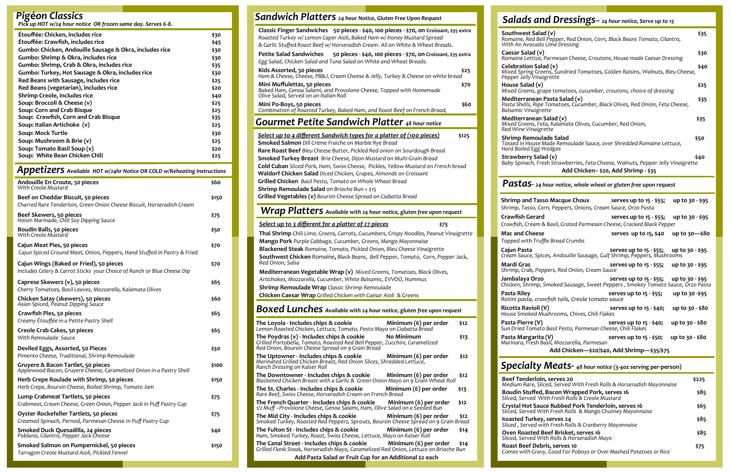## Pigéon Classics

*Pick up HOT w/24 hour notice OR frozen same day. Serves 6-8.*

| | |
|---|---|
| **Étouffée: Chicken, includes rice** | $30 |
| **Étouffée: Crawfish, includes rice** | $45 |
| **Gumbo: Chicken, Andouille Sausage & Okra, includes rice** | $30 |
| **Gumbo: Shrimp & Okra, includes rice** | $30 |
| **Gumbo: Shrimp, Crab & Okra, includes rice** | $35 |
| **Gumbo: Turkey, Hot Sausage & Okra, includes rice** | $30 |
| **Red Beans with Sausage, includes rice** | $25 |
| **Red Beans (vegetarian), includes rice** | $20 |
| **Shrimp Creole, includes rice** | $40 |
| **Soup: Broccoli & Cheese (v)** | $25 |
| **Soup: Corn and Crab Bisque** | $25 |
| **Soup: Crawfish, Corn and Crab Bisque** | $35 |
| **Soup: Italian Artichoke (v)** | $25 |
| **Soup: Mock Turtle** | $30 |
| **Soup: Mushroom & Brie (v)** | $25 |
| **Soup: Tomato Basil Soup (v)** | $20 |
| **Soup: White Bean Chicken Chili** | $25 |

## Appetizers *Available HOT w/24hr Notice OR COLD w/Reheating Instructions*

**Andouille En Croute, 50 pieces** — $60
*With Creole Mustard*

**Beef on Cheddar Biscuit, 50 pieces** — $150
*Charred Rare Tenderloin, Green Onion Cheese Biscuit, Horseradish Cream*

**Beef Skewers, 50 pieces** — $75
*Hoisin Marinade, Chili Soy Dipping Sauce*

**Boudin Balls, 50 pieces** — $50
*With Creole Mustard*

**Cajun Meat Pies, 50 pieces** — $70
*Cajun Spiced Ground Meat, Onion, Peppers, Hand Stuffed in Pastry & Fried*

**Cajun Wings (Baked or Fried), 50 pieces** — $70
*Includes Celery & Carrot Sticks your Choice of Ranch or Blue Cheese Dip*

**Caprese Skewers (v), 50 pieces** — $65
*Cherry Tomatoes, Basil Leaves, Mozzarella, Kalamata Olives*

**Chicken Satay (skewers), 50 pieces** — $60
*Asian Spiced, Peanut Dipping Sauce*

**Crawfish Pies, 50 pieces** — $65
*Creamy Étouffée in a Petite Pastry Shell*

**Creole Crab Cakes, 50 pieces** — $65
*With Remoulade Sauce*

**Deviled Eggs, Assorted, 50 Pieces** — $50
*Pimento Cheese, Traditional, Shrimp Remoulade*

**Gruyere & Bacon Tartlet, 50 pieces** — $100
*Applewood Bacon, Gruyere Cheese, Caramelized Onion in a Pastry Shell*

**Herb Crepe Roulade with Shrimp, 50 pieces** — $150
*Herb Crepe, Boursin Cheese, Boiled Shrimp, Tomato Jam*

**Lump Crabmeat Tartlets, 50 pieces** — $75
*Crabmeat, Cream Cheese, Green Onion, Pepper Jack in Puff Pastry Cup*

**Oyster Rockefeller Tartlets, 50 pieces** — $75
*Creamed Spinach, Pernod, Parmesan Cheese in Puff Pastry Cup*

**Smoked Duck Quesadilla, 24 pieces** — $40
*Poblano, Cilantro, Pepper Jack Cheese*

**Smoked Salmon on Pumpernickel, 50 pieces** — $150
*Tarragon Creole Mustard Aioli, Pickled Fennel*

## Sandwich Platters *24 hour Notice, Gluten Free Upon Request*

**Classic Finger Sandwiches 50 pieces - $40, 100 pieces - $70, on Croissant, $35 extra**
*Roasted Turkey w/ Lemon Caper Aioli, Baked Ham w/ Honey Mustard Spread & Garlic Stuffed Roast Beef w/ Horseradish Cream. All on White & Wheat Breads.*

**Petite Salad Sandwiches 50 pieces - $40, 100 pieces - $70, on Croissant, $35 extra**
*Egg Salad, Chicken Salad and Tuna Salad on White and Wheat Breads.*

**Kids Assorted, 50 pieces** — $25
*Ham & Cheese, Cheese, PB&J, Cream Cheese & Jelly, Turkey & Cheese on white bread*

**Mini Muffulettas, 50 pieces** — $70
*Baked Ham, Genoa Salami, and Provolone Cheese, Topped with Homemade Olive Salad, Served on an Italian Roll*

**Mini Po-Boys, 50 pieces** — $60
*Combination of Roasted Turkey, Baked Ham, and Roast Beef on French Bread,*

## Gourmet Petite Sandwich Platter *48 hour notice*

*Select up to 4 different Sandwich types for a platter of (100 pieces)* — $125

**Smoked Salmon** *Dill Crème Fraiche on Marble Rye Bread*
**Rare Roast Beef** *Bleu Cheese Butter, Pickled Red onion on Sourdough Bread*
**Smoked Turkey Breast** *Brie Cheese, Dijon Mustard on Multi-Grain Bread*
**Cold Cuban** *Sliced Pork, Ham, Swiss Cheese, Pickles, Yellow Mustard on French bread*
**Waldorf Chicken Salad** *Diced Chicken, Grapes, Almonds on Croissant*
**Grilled Chicken** *Basil Pesto, Tomato on Whole Wheat Bread*
**Shrimp Remoulade Salad** *on Brioche Bun + $15*
**Grilled Vegetables (v)** *Boursin Cheese Spread on Ciabatta Bread*

## Wrap Platters *Available with 24 hour notice, gluten free upon request*

*Select up to 3 different for a platter of 27 pieces* — $75

**Thai Shrimp** *Chili Lime, Greens, Carrots, Cucumbers, Crispy Noodles, Peanut Vinaigrette*
**Mango Pork** *Purple Cabbage, Cucumber, Greens, Mango Mayonnaise*
**Blackened Steak** *Romaine, Tomato, Pickled Onion, Bleu Cheese Vinaigrette*
**Southwest Chicken** *Romaine, Black Beans, Bell Pepper, Tomato, Corn, Pepper Jack, Red Onion, Salsa*
**Mediterranean Vegetable Wrap (v)** *Mixed Greens, Tomatoes, Black Olives, Artichokes, Mozzarella, Cucumber, White Balsamic, EVVOO, Hummus*
**Shrimp Remoulade Wrap** *Classic Shrimp Remoulade*
**Chicken Caesar Wrap** *Grilled Chicken with Caesar Aioli & Greens*

## Boxed Lunches *Available with 24 hour notice, gluten free upon request*

**The Loyola - Includes chips & cookie** — Minimum (6) per order — $12
*Lemon Roasted Chicken, Lettuce, Tomato, Pesto Mayo on Ciabatta Bread*

**The Poydras (v) - Includes chips & cookie** — No Minimum — $13
*Grilled Portobello, Tomato, Roasted Red Bell Pepper, Zucchini, Caramelized Red Onion, Boursin Cheese Spread on 9 Grain Bread*

**The Uptowner - Includes chips & cookie** — Minimum (6) per order — $12
*Marinated Grilled Chicken Breast, Red Onion Slices, Shredded Lettuce, Ranch Dressing on Kaiser Roll*

**The Downtowner - Includes chips & cookie** — Minimum (6) per order — $12
*Blackened Chicken Breast with a Garlic & Green Onion Mayo on 9 Grain Wheat Roll*

**The St. Charles - Includes chips & cookie** — Minimum (6) per order — $13
*Rare Beef, Swiss Cheese, Horseradish Cream on French Bread*

**The French Quarter - Includes chips & cookie** — Minimum (6) per order — $12
*1/2 Muff –Provolone Cheese, Genoa Salami, Ham, Olive Salad on a Seeded Bun*

**The Mid City - Includes chips & cookie** — Minimum (6) per order — $12
*Smoked Turkey, Roasted Red Peppers, Sprouts, Boursin Cheese Spread on 9 Grain Bread*

**The Fulton St - Includes chips & cookie** — Minimum (6) per order — $14
*Ham, Smoked Turkey, Roast, Swiss Cheese, Lettuce, Mayo on Kaiser Roll*

**The Canal Street - Includes chips & cookie** — Minimum (6) per order — $14
*Grilled Flank Steak, Horseradish Mayo, Caramelized Red Onion, Lettuce on Brioche Bun*

**Add Pasta Salad or Fruit Cup for an Additional $2 each**

## Salads and Dressings– *24 hour notice, Serve up to 15*

**Southwest Salad (v)** — $35
*Romaine, Red Bell Pepper, Red Onion, Corn, Black Beans Tomato, Cilantro, With An Avocado Lime Dressing*

**Caesar Salad (v)** — $30
*Romaine Lettice, Parmesan Cheese, Croutons, House made Caesar Dressing*

**Celebration Salad (v)** — $40
*Mixed Spring Greens, Sundried Tomatoes, Golden Raisins, Walnuts, Bleu Cheese, Pepper Jelly Vinaigrette*

**House Salad (v)** — $25
*Mixed Greens, grape tomatoes, cucumber, croutons, choice of dressing*

**Mediterranean Pasta Salad (v)** — $35
*Pasta Shells, Ripe Tomatoes, Cucumber, Black Olives, Red Onion, Feta Cheese, Balsamic Vinaigrette*

**Mediterranean Salad (v)** — $35
*Mixed Greens, Feta, Kalamata Olives, Cucumber, Red Onion, Red Wine Vinaigrette*

**Shrimp Remoulade Salad** — $50
*Tossed in House Made Remoulade Sauce, over Shredded Romaine Lettuce, Hard Boiled Egg Wedges*

**Strawberry Salad (v)** — $40
*Baby Spinach, Fresh Strawberries, Feta Cheese, Walnuts, Pepper Jelly Vinaigrette*

**Add Chicken– $20, Add Shrimp - $35**

## Pastas- *24 hour notice, whole wheat or gluten free upon request*

**Shrimp and Tasso Macque Choux** — serves up to 15 - $55; up to 30 - $95
*Shrimp, Tasso, Corn, Peppers, Onions, Cream Sauce, Orzo Pasta*

**Crawfish Gerard** — serves up to 15 - $55; up to 30 - $95
*Crawfish, Cream & Basil, Grated Parmesan Cheese, Cracked Black Pepper*

**Mac and Cheese** — serves up to 15, $40 up to 30—$80
*Topped with Truffle Bread Crumbs*

**Cajun Pasta** — serves up to 15 - $55; up to 30 - $95
*Cream Sauce, Spices, Andouille Sausage, Gulf Shrimp, Peppers, Mushrooms*

**Mardi Gras** — serves up to 15 - $55; up to 30 - $95
*Shrimp, Crab, Peppers, Red Onion, Cream Sauce*

**Jambalaya Orzo** — serves up to 15 - $55; up to 30 - $95
*Chicken, Shrimp, Smoked Sausage, Sweet Peppers , Smokey Tomato Sauce, Orzo Pasta*

**Pasta Riley** — serves up to 15 - $55; up to 30 -$95
*Rotini pasta, crawfish tails, Creole tomato sauce*

**Ricotta Ravioli (V)** — serves up to 15 - $40; up to 30 - $80
*House Smoked Mushrooms, Chives, Chili Flakes*

**Pasta Pierre (V)** — serves up to 15 - $40; up to 30 - $80
*Sun Dried Tomato Basil Pesto, Parmesan Cheese, Chili Flakes*

**Pasta Margarita (V)** — serves up to 15 - $50; up to 30 - $80
*Marinara, Fresh Basil, Mozzarella, Parmesan*

**Add Chicken—$20/$40, Add Shrimp—$35/$75**

## Specialty Meats- *48 hour notice (3-4oz serving per-person)*

**Beef Tenderloin, serves 20** — $225
*Medium Rare, Sliced, Served With Fresh Rolls & Horseradish Mayonnaise*

**Boudin Stuffed, Bacon Wrapped Pork, serves 16** — $85
*Sliced, Served With Fresh Rolls & Creole Mustard*

**Crystal Hot Sauce Rubbed Pork Tenderloin, serves 16** — $65
*Sliced, Served With Fresh Rolls & Mango Chutney Mayonnaise*

**Roasted Turkey, serves 24** — $85
*Sliced , Served with Fresh Rolls & Cranberry Mayonnaise*

**Oven Roasted Beef Brisket, serves 16** — $85
*Sliced, Served With Rolls & Horseradish Mayo*

**Roast Beef Debris, serves 10** — $75
*Comes with Gravy, Good For Poboys or Over Mashed Potatoes or Rice*